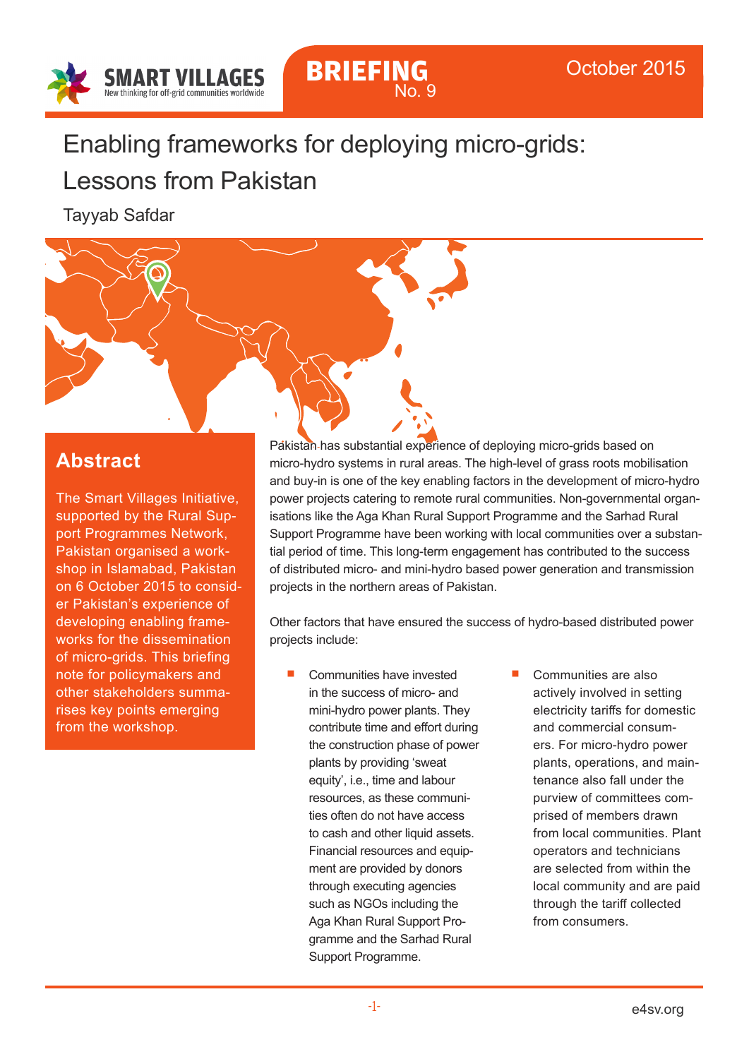SMART VILLAGES
New thinking for off-grid communities worldwide

BRIEFING No. 9

October 2015

# Enabling frameworks for deploying micro-grids: Lessons from Pakistan

Tayyab Safdar

## Abstract

The Smart Villages Initiative, supported by the Rural Support Programmes Network, Pakistan organised a workshop in Islamabad, Pakistan on 6 October 2015 to consider Pakistan's experience of developing enabling frameworks for the dissemination of micro-grids. This briefing note for policymakers and other stakeholders summarises key points emerging from the workshop.

Pakistan has substantial experience of deploying micro-grids based on micro-hydro systems in rural areas. The high-level of grass roots mobilisation and buy-in is one of the key enabling factors in the development of micro-hydro power projects catering to remote rural communities. Non-governmental organisations like the Aga Khan Rural Support Programme and the Sarhad Rural Support Programme have been working with local communities over a substantial period of time. This long-term engagement has contributed to the success of distributed micro- and mini-hydro based power generation and transmission projects in the northern areas of Pakistan.

Other factors that have ensured the success of hydro-based distributed power projects include:

- Communities have invested in the success of micro- and mini-hydro power plants. They contribute time and effort during the construction phase of power plants by providing 'sweat equity', i.e., time and labour resources, as these communities often do not have access to cash and other liquid assets. Financial resources and equipment are provided by donors through executing agencies such as NGOs including the Aga Khan Rural Support Programme and the Sarhad Rural Support Programme.
- Communities are also actively involved in setting electricity tariffs for domestic and commercial consumers. For micro-hydro power plants, operations, and maintenance also fall under the purview of committees comprised of members drawn from local communities. Plant operators and technicians are selected from within the local community and are paid through the tariff collected from consumers.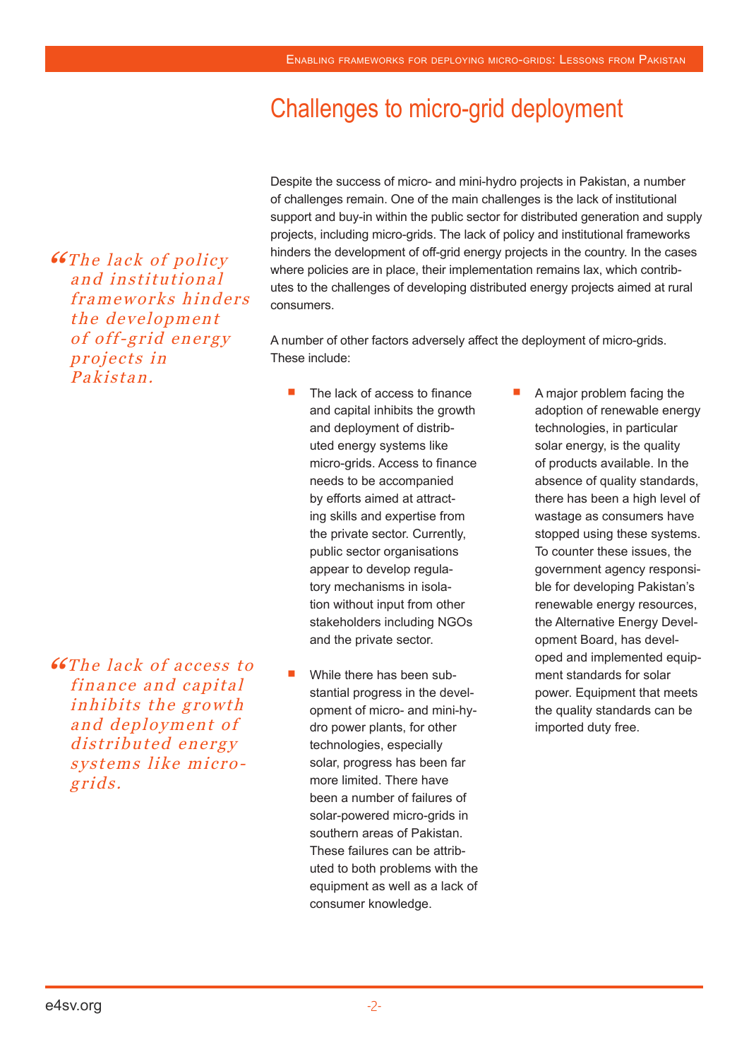## Challenges to micro-grid deployment

*"The lack of policy and institutional frameworks hinders the development of off-grid energy projects in Pakistan.*

Despite the success of micro- and mini-hydro projects in Pakistan, a number of challenges remain. One of the main challenges is the lack of institutional support and buy-in within the public sector for distributed generation and supply projects, including micro-grids. The lack of policy and institutional frameworks hinders the development of off-grid energy projects in the country. In the cases where policies are in place, their implementation remains lax, which contributes to the challenges of developing distributed energy projects aimed at rural consumers.

*"The lack of access to finance and capital inhibits the growth and deployment of distributed energy systems like micro-grids.*

A number of other factors adversely affect the deployment of micro-grids. These include:

- The lack of access to finance and capital inhibits the growth and deployment of distributed energy systems like micro-grids. Access to finance needs to be accompanied by efforts aimed at attracting skills and expertise from the private sector. Currently, public sector organisations appear to develop regulatory mechanisms in isolation without input from other stakeholders including NGOs and the private sector.
- While there has been substantial progress in the development of micro- and mini-hydro power plants, for other technologies, especially solar, progress has been far more limited. There have been a number of failures of solar-powered micro-grids in southern areas of Pakistan. These failures can be attributed to both problems with the equipment as well as a lack of consumer knowledge.
- A major problem facing the adoption of renewable energy technologies, in particular solar energy, is the quality of products available. In the absence of quality standards, there has been a high level of wastage as consumers have stopped using these systems. To counter these issues, the government agency responsible for developing Pakistan's renewable energy resources, the Alternative Energy Development Board, has developed and implemented equipment standards for solar power. Equipment that meets the quality standards can be imported duty free.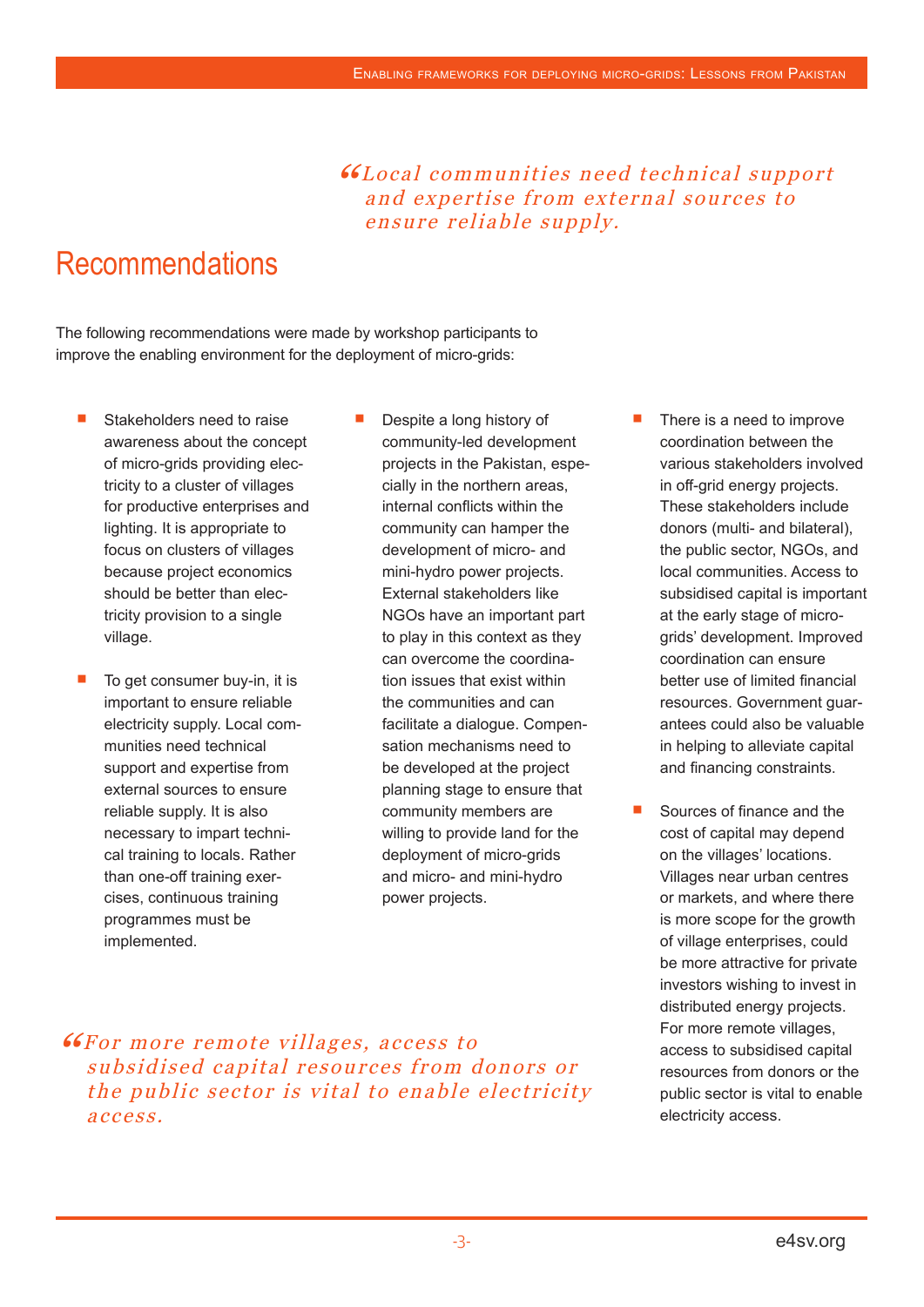> *"Local communities need technical support and expertise from external sources to ensure reliable supply.*

# Recommendations

The following recommendations were made by workshop participants to improve the enabling environment for the deployment of micro-grids:

- Stakeholders need to raise awareness about the concept of micro-grids providing electricity to a cluster of villages for productive enterprises and lighting. It is appropriate to focus on clusters of villages because project economics should be better than electricity provision to a single village.

- To get consumer buy-in, it is important to ensure reliable electricity supply. Local communities need technical support and expertise from external sources to ensure reliable supply. It is also necessary to impart technical training to locals. Rather than one-off training exercises, continuous training programmes must be implemented.

- Despite a long history of community-led development projects in the Pakistan, especially in the northern areas, internal conflicts within the community can hamper the development of micro- and mini-hydro power projects. External stakeholders like NGOs have an important part to play in this context as they can overcome the coordination issues that exist within the communities and can facilitate a dialogue. Compensation mechanisms need to be developed at the project planning stage to ensure that community members are willing to provide land for the deployment of micro-grids and micro- and mini-hydro power projects.

- There is a need to improve coordination between the various stakeholders involved in off-grid energy projects. These stakeholders include donors (multi- and bilateral), the public sector, NGOs, and local communities. Access to subsidised capital is important at the early stage of micro-grids' development. Improved coordination can ensure better use of limited financial resources. Government guarantees could also be valuable in helping to alleviate capital and financing constraints.

- Sources of finance and the cost of capital may depend on the villages' locations. Villages near urban centres or markets, and where there is more scope for the growth of village enterprises, could be more attractive for private investors wishing to invest in distributed energy projects. For more remote villages, access to subsidised capital resources from donors or the public sector is vital to enable electricity access.

> *"For more remote villages, access to subsidised capital resources from donors or the public sector is vital to enable electricity access.*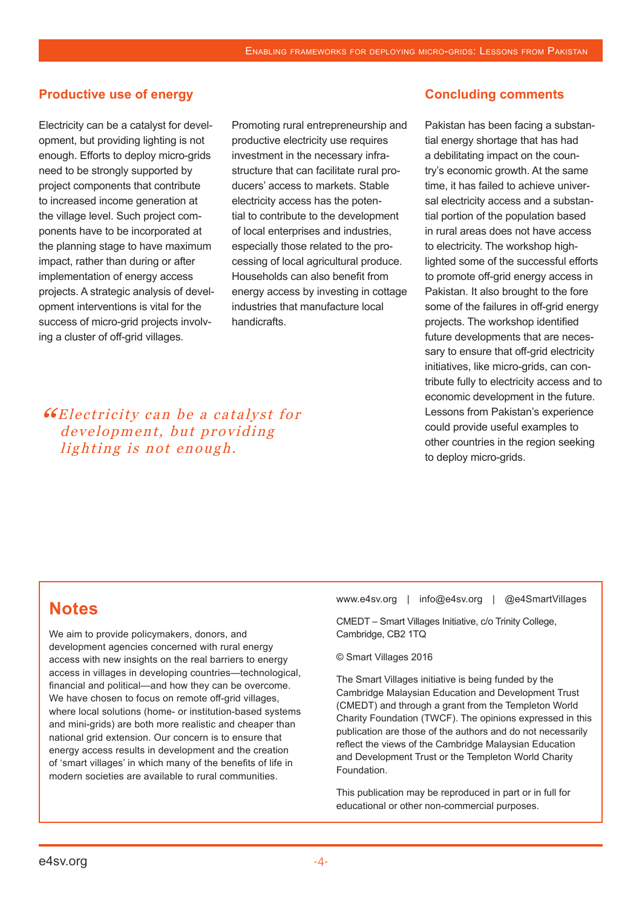## Productive use of energy

Electricity can be a catalyst for development, but providing lighting is not enough. Efforts to deploy micro-grids need to be strongly supported by project components that contribute to increased income generation at the village level. Such project components have to be incorporated at the planning stage to have maximum impact, rather than during or after implementation of energy access projects. A strategic analysis of development interventions is vital for the success of micro-grid projects involving a cluster of off-grid villages.

Promoting rural entrepreneurship and productive electricity use requires investment in the necessary infrastructure that can facilitate rural producers' access to markets. Stable electricity access has the potential to contribute to the development of local enterprises and industries, especially those related to the processing of local agricultural produce. Households can also benefit from energy access by investing in cottage industries that manufacture local handicrafts.

> *"Electricity can be a catalyst for development, but providing lighting is not enough.*

## Concluding comments

Pakistan has been facing a substantial energy shortage that has had a debilitating impact on the country's economic growth. At the same time, it has failed to achieve universal electricity access and a substantial portion of the population based in rural areas does not have access to electricity. The workshop highlighted some of the successful efforts to promote off-grid energy access in Pakistan. It also brought to the fore some of the failures in off-grid energy projects. The workshop identified future developments that are necessary to ensure that off-grid electricity initiatives, like micro-grids, can contribute fully to electricity access and to economic development in the future. Lessons from Pakistan's experience could provide useful examples to other countries in the region seeking to deploy micro-grids.

## Notes

We aim to provide policymakers, donors, and development agencies concerned with rural energy access with new insights on the real barriers to energy access in villages in developing countries—technological, financial and political—and how they can be overcome. We have chosen to focus on remote off-grid villages, where local solutions (home- or institution-based systems and mini-grids) are both more realistic and cheaper than national grid extension. Our concern is to ensure that energy access results in development and the creation of 'smart villages' in which many of the benefits of life in modern societies are available to rural communities.

www.e4sv.org | info@e4sv.org | @e4SmartVillages

CMEDT – Smart Villages Initiative, c/o Trinity College, Cambridge, CB2 1TQ

© Smart Villages 2016

The Smart Villages initiative is being funded by the Cambridge Malaysian Education and Development Trust (CMEDT) and through a grant from the Templeton World Charity Foundation (TWCF). The opinions expressed in this publication are those of the authors and do not necessarily reflect the views of the Cambridge Malaysian Education and Development Trust or the Templeton World Charity Foundation.

This publication may be reproduced in part or in full for educational or other non-commercial purposes.